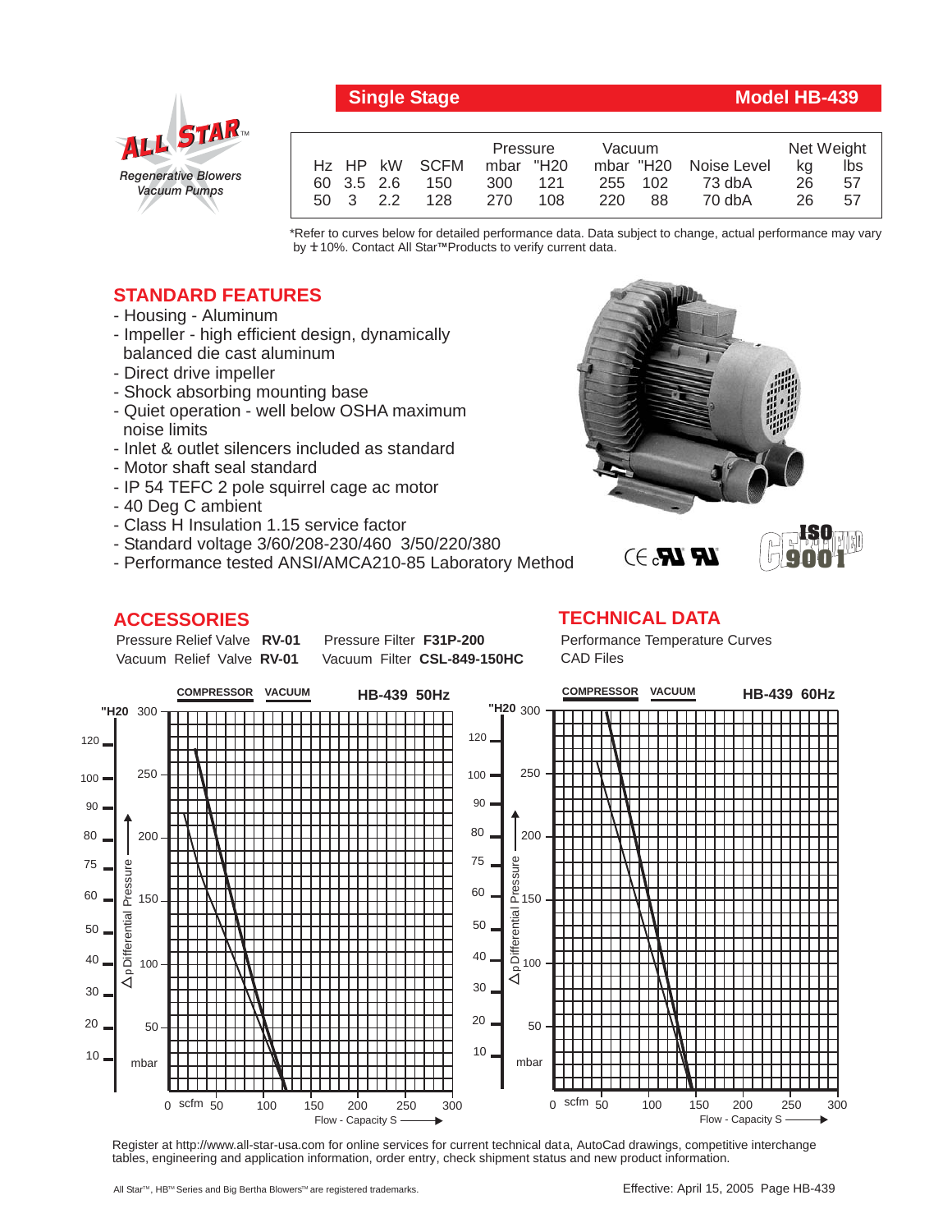**Single Stage** **Model HB-439**

ALL STAR™
*Regenerative Blowers*
*Vacuum Pumps*

| Hz | HP | kW | SCFM | Pressure mbar | Pressure "H20 | Vacuum mbar | Vacuum "H20 | Noise Level | Net Weight kg | Net Weight lbs |
|---|---|---|---|---|---|---|---|---|---|---|
| 60 | 3.5 | 2.6 | 150 | 300 | 121 | 255 | 102 | 73 dbA | 26 | 57 |
| 50 | 3 | 2.2 | 128 | 270 | 108 | 220 | 88 | 70 dbA | 26 | 57 |

*Refer to curves below for detailed performance data. Data subject to change, actual performance may vary by ± 10%. Contact All Star™ Products to verify current data.

## STANDARD FEATURES

- Housing - Aluminum
- Impeller - high efficient design, dynamically balanced die cast aluminum
- Direct drive impeller
- Shock absorbing mounting base
- Quiet operation - well below OSHA maximum noise limits
- Inlet & outlet silencers included as standard
- Motor shaft seal standard
- IP 54 TEFC 2 pole squirrel cage ac motor
- 40 Deg C ambient
- Class H Insulation 1.15 service factor
- Standard voltage 3/60/208-230/460 3/50/220/380
- Performance tested ANSI/AMCA210-85 Laboratory Method

## ACCESSORIES

Pressure Relief Valve **RV-01** Pressure Filter **F31P-200**
Vacuum Relief Valve **RV-01** Vacuum Filter **CSL-849-150HC**

## TECHNICAL DATA

Performance Temperature Curves
CAD Files

Register at http://www.all-star-usa.com for online services for current technical data, AutoCad drawings, competitive interchange tables, engineering and application information, order entry, check shipment status and new product information.

All Star™, HB™ Series and Big Bertha Blowers™ are registered trademarks.

Effective: April 15, 2005 Page HB-439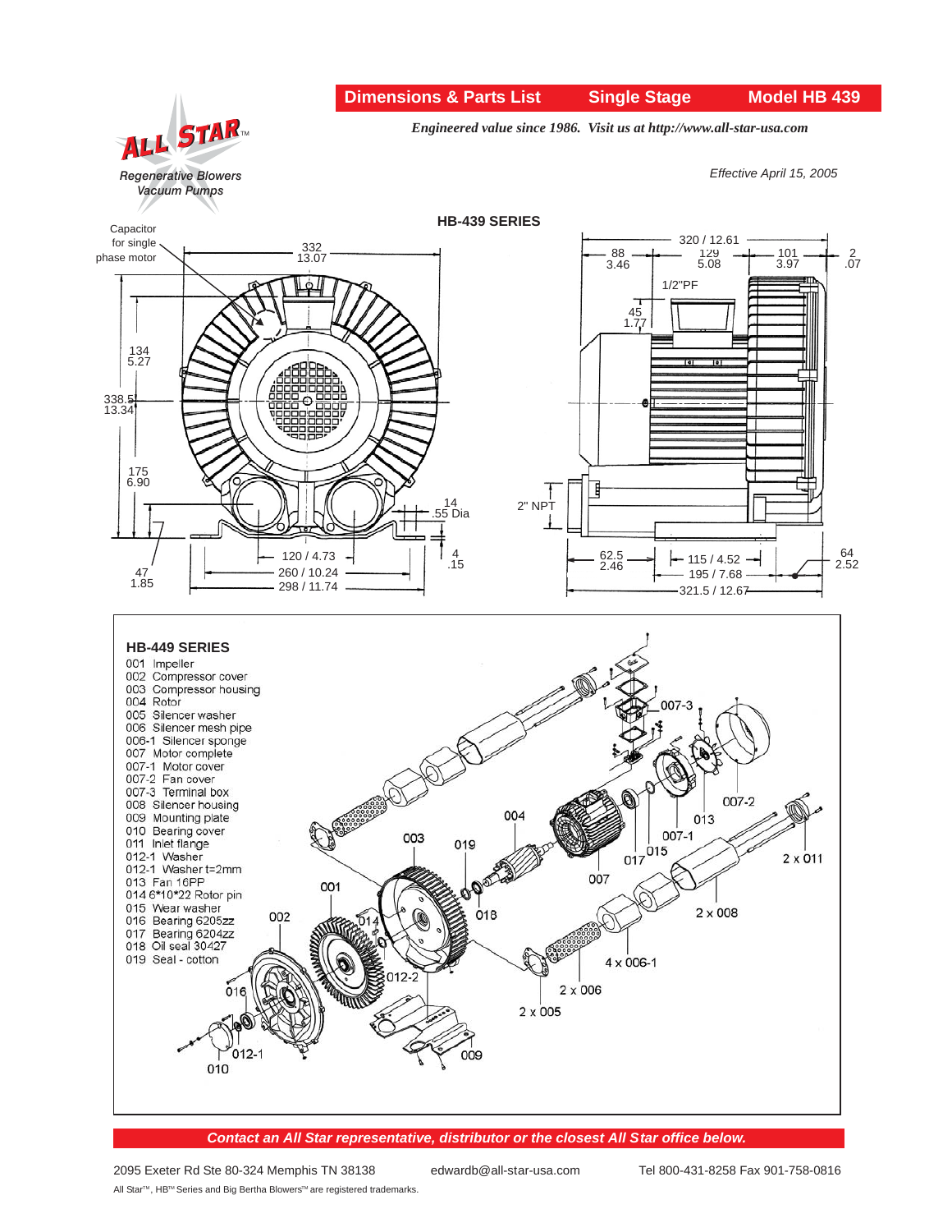## Dimensions & Parts List — Single Stage — Model HB 439

ALL STAR™
*Regenerative Blowers*
*Vacuum Pumps*

***Engineered value since 1986. Visit us at http://www.all-star-usa.com***

*Effective April 15, 2005*

### HB-439 SERIES

Capacitor for single phase motor

332
13.07

134
5.27

338.5
13.34

175
6.90

47
1.85

14
.55 Dia

4
.15

120 / 4.73
260 / 10.24
298 / 11.74

320 / 12.61
88
3.46
129
5.08
101
3.97
2
.07
1/2"PF
45
1.77
2" NPT
62.5
2.46
115 / 4.52
195 / 7.68
321.5 / 12.67
64
2.52

### HB-449 SERIES

001 Impeller
002 Compressor cover
003 Compressor housing
004 Rotor
005 Silencer washer
006 Silencer mesh pipe
006-1 Silencer sponge
007 Motor complete
007-1 Motor cover
007-2 Fan cover
007-3 Terminal box
008 Silencer housing
009 Mounting plate
010 Bearing cover
011 Inlet flange
012-1 Washer
012-1 Washer t=2mm
013 Fan 16PP
014 6*10*22 Rotor pin
015 Wear washer
016 Bearing 6205zz
017 Bearing 6204zz
018 Oil seal 30427
019 Seal - cotton

007-3
007-2
004
013
003
019
007-1
2 x 011
017
015
001
007
018
2 x 008
002
014
016
012-2
4 x 006-1
2 x 006
2 x 005
012-1
010
009

***Contact an All Star representative, distributor or the closest All Star office below.***

2095 Exeter Rd Ste 80-324 Memphis TN 38138 — edwardb@all-star-usa.com — Tel 800-431-8258 Fax 901-758-0816

All Star™, HB™ Series and Big Bertha Blowers™ are registered trademarks.